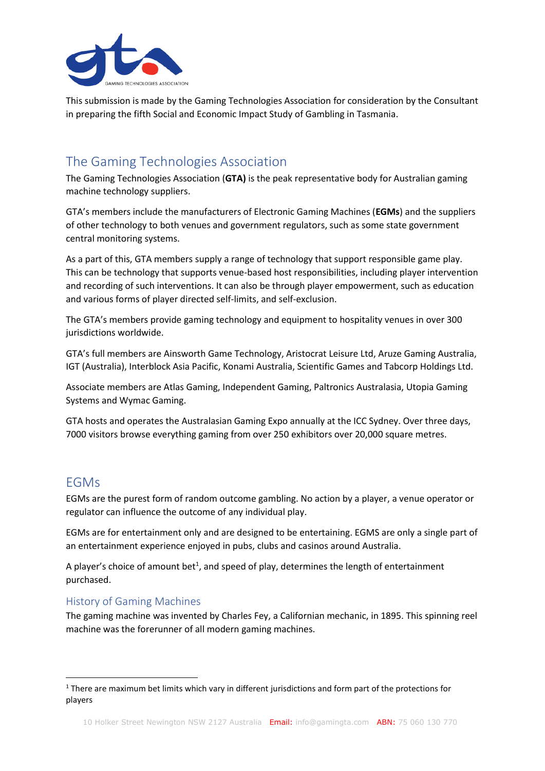This submission is made by the Gaming Technologies Association for consideration by the Consultant in preparing the fifth Social and Economic Impact Study of Gambling in Tasmania.

## The Gaming Technologies Association

The Gaming Technologies Association (**GTA)** is the peak representative body for Australian gaming machine technology suppliers.

GTA's members include the manufacturers of Electronic Gaming Machines (**EGMs**) and the suppliers of other technology to both venues and government regulators, such as some state government central monitoring systems.

As a part of this, GTA members supply a range of technology that support responsible game play. This can be technology that supports venue-based host responsibilities, including player intervention and recording of such interventions. It can also be through player empowerment, such as education and various forms of player directed self-limits, and self-exclusion.

The GTA's members provide gaming technology and equipment to hospitality venues in over 300 jurisdictions worldwide.

GTA's full members are Ainsworth Game Technology, Aristocrat Leisure Ltd, Aruze Gaming Australia, IGT (Australia), Interblock Asia Pacific, Konami Australia, Scientific Games and Tabcorp Holdings Ltd.

Associate members are Atlas Gaming, Independent Gaming, Paltronics Australasia, Utopia Gaming Systems and Wymac Gaming.

GTA hosts and operates the Australasian Gaming Expo annually at the ICC Sydney. Over three days, 7000 visitors browse everything gaming from over 250 exhibitors over 20,000 square metres.

## EGMs

EGMs are the purest form of random outcome gambling. No action by a player, a venue operator or regulator can influence the outcome of any individual play.

EGMs are for entertainment only and are designed to be entertaining. EGMS are only a single part of an entertainment experience enjoyed in pubs, clubs and casinos around Australia.

A player's choice of amount bet[1], and speed of play, determines the length of entertainment purchased.

### History of Gaming Machines

The gaming machine was invented by Charles Fey, a Californian mechanic, in 1895. This spinning reel machine was the forerunner of all modern gaming machines.

[1] There are maximum bet limits which vary in different jurisdictions and form part of the protections for players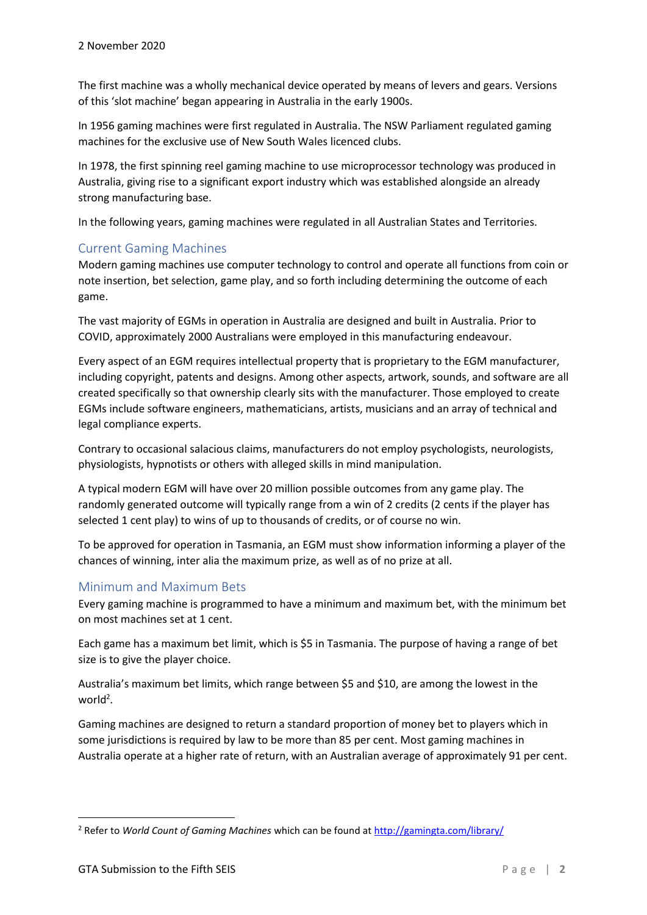2 November 2020

The first machine was a wholly mechanical device operated by means of levers and gears. Versions of this 'slot machine' began appearing in Australia in the early 1900s.

In 1956 gaming machines were first regulated in Australia. The NSW Parliament regulated gaming machines for the exclusive use of New South Wales licenced clubs.

In 1978, the first spinning reel gaming machine to use microprocessor technology was produced in Australia, giving rise to a significant export industry which was established alongside an already strong manufacturing base.

In the following years, gaming machines were regulated in all Australian States and Territories.

## Current Gaming Machines

Modern gaming machines use computer technology to control and operate all functions from coin or note insertion, bet selection, game play, and so forth including determining the outcome of each game.

The vast majority of EGMs in operation in Australia are designed and built in Australia. Prior to COVID, approximately 2000 Australians were employed in this manufacturing endeavour.

Every aspect of an EGM requires intellectual property that is proprietary to the EGM manufacturer, including copyright, patents and designs. Among other aspects, artwork, sounds, and software are all created specifically so that ownership clearly sits with the manufacturer. Those employed to create EGMs include software engineers, mathematicians, artists, musicians and an array of technical and legal compliance experts.

Contrary to occasional salacious claims, manufacturers do not employ psychologists, neurologists, physiologists, hypnotists or others with alleged skills in mind manipulation.

A typical modern EGM will have over 20 million possible outcomes from any game play. The randomly generated outcome will typically range from a win of 2 credits (2 cents if the player has selected 1 cent play) to wins of up to thousands of credits, or of course no win.

To be approved for operation in Tasmania, an EGM must show information informing a player of the chances of winning, inter alia the maximum prize, as well as of no prize at all.

## Minimum and Maximum Bets

Every gaming machine is programmed to have a minimum and maximum bet, with the minimum bet on most machines set at 1 cent.

Each game has a maximum bet limit, which is $5 in Tasmania. The purpose of having a range of bet size is to give the player choice.

Australia's maximum bet limits, which range between $5 and $10, are among the lowest in the world[2].

Gaming machines are designed to return a standard proportion of money bet to players which in some jurisdictions is required by law to be more than 85 per cent. Most gaming machines in Australia operate at a higher rate of return, with an Australian average of approximately 91 per cent.

[2] Refer to *World Count of Gaming Machines* which can be found at http://gamingta.com/library/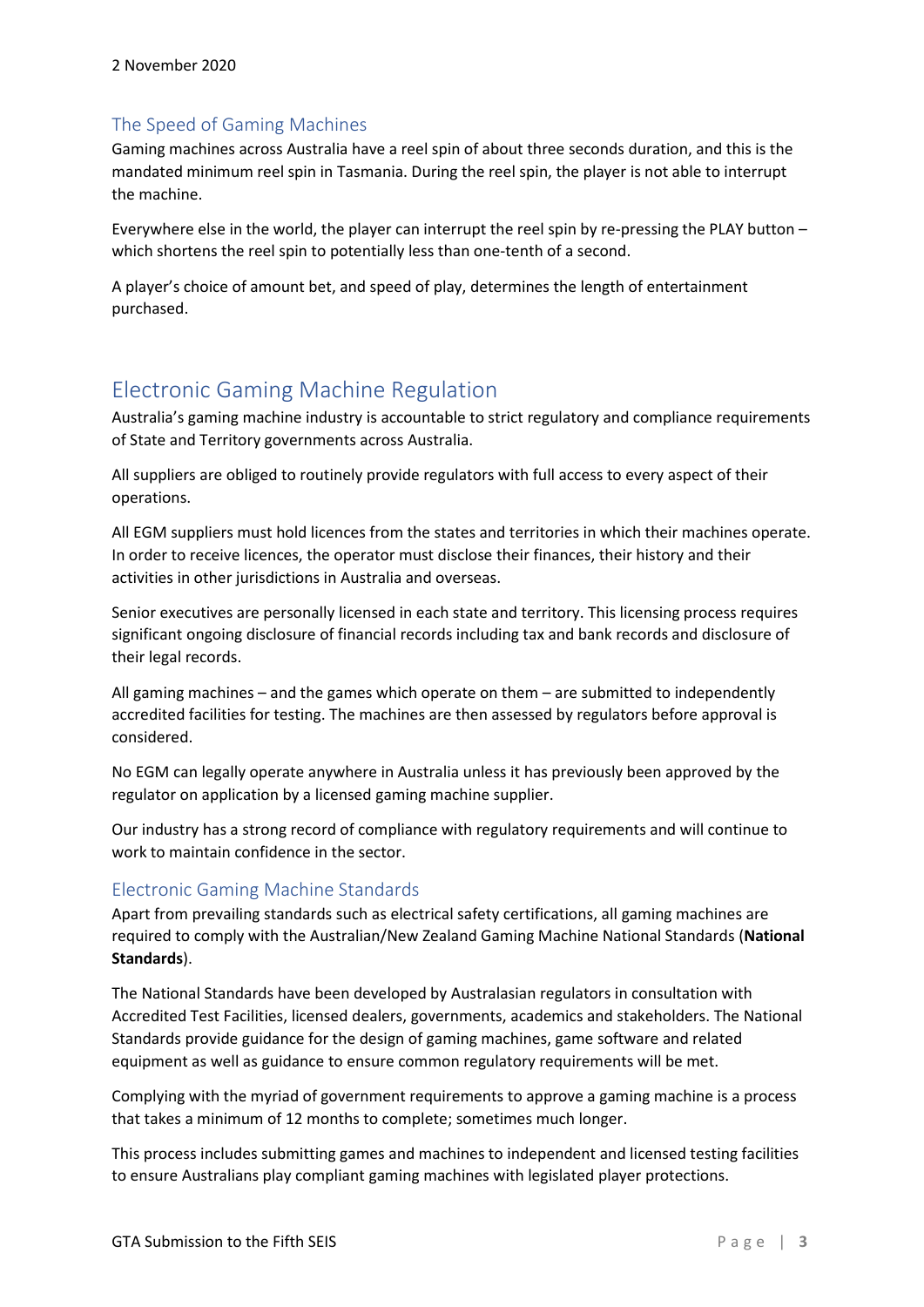2 November 2020

### The Speed of Gaming Machines

Gaming machines across Australia have a reel spin of about three seconds duration, and this is the mandated minimum reel spin in Tasmania. During the reel spin, the player is not able to interrupt the machine.

Everywhere else in the world, the player can interrupt the reel spin by re-pressing the PLAY button – which shortens the reel spin to potentially less than one-tenth of a second.

A player's choice of amount bet, and speed of play, determines the length of entertainment purchased.

## Electronic Gaming Machine Regulation

Australia's gaming machine industry is accountable to strict regulatory and compliance requirements of State and Territory governments across Australia.

All suppliers are obliged to routinely provide regulators with full access to every aspect of their operations.

All EGM suppliers must hold licences from the states and territories in which their machines operate. In order to receive licences, the operator must disclose their finances, their history and their activities in other jurisdictions in Australia and overseas.

Senior executives are personally licensed in each state and territory. This licensing process requires significant ongoing disclosure of financial records including tax and bank records and disclosure of their legal records.

All gaming machines – and the games which operate on them – are submitted to independently accredited facilities for testing. The machines are then assessed by regulators before approval is considered.

No EGM can legally operate anywhere in Australia unless it has previously been approved by the regulator on application by a licensed gaming machine supplier.

Our industry has a strong record of compliance with regulatory requirements and will continue to work to maintain confidence in the sector.

### Electronic Gaming Machine Standards

Apart from prevailing standards such as electrical safety certifications, all gaming machines are required to comply with the Australian/New Zealand Gaming Machine National Standards (**National Standards**).

The National Standards have been developed by Australasian regulators in consultation with Accredited Test Facilities, licensed dealers, governments, academics and stakeholders. The National Standards provide guidance for the design of gaming machines, game software and related equipment as well as guidance to ensure common regulatory requirements will be met.

Complying with the myriad of government requirements to approve a gaming machine is a process that takes a minimum of 12 months to complete; sometimes much longer.

This process includes submitting games and machines to independent and licensed testing facilities to ensure Australians play compliant gaming machines with legislated player protections.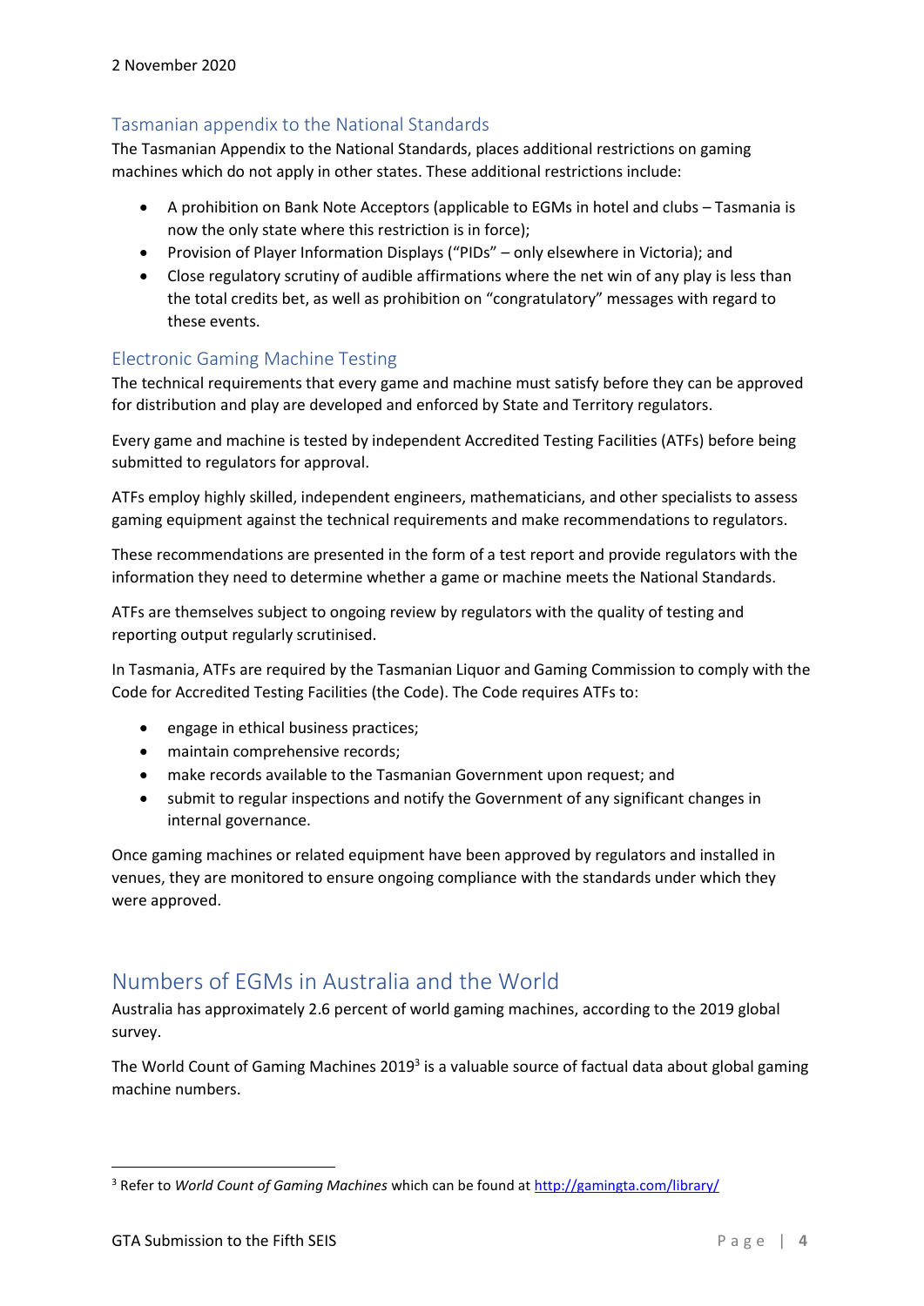2 November 2020

## Tasmanian appendix to the National Standards

The Tasmanian Appendix to the National Standards, places additional restrictions on gaming machines which do not apply in other states. These additional restrictions include:

- A prohibition on Bank Note Acceptors (applicable to EGMs in hotel and clubs – Tasmania is now the only state where this restriction is in force);
- Provision of Player Information Displays ("PIDs" – only elsewhere in Victoria); and
- Close regulatory scrutiny of audible affirmations where the net win of any play is less than the total credits bet, as well as prohibition on "congratulatory" messages with regard to these events.

## Electronic Gaming Machine Testing

The technical requirements that every game and machine must satisfy before they can be approved for distribution and play are developed and enforced by State and Territory regulators.

Every game and machine is tested by independent Accredited Testing Facilities (ATFs) before being submitted to regulators for approval.

ATFs employ highly skilled, independent engineers, mathematicians, and other specialists to assess gaming equipment against the technical requirements and make recommendations to regulators.

These recommendations are presented in the form of a test report and provide regulators with the information they need to determine whether a game or machine meets the National Standards.

ATFs are themselves subject to ongoing review by regulators with the quality of testing and reporting output regularly scrutinised.

In Tasmania, ATFs are required by the Tasmanian Liquor and Gaming Commission to comply with the Code for Accredited Testing Facilities (the Code). The Code requires ATFs to:

- engage in ethical business practices;
- maintain comprehensive records;
- make records available to the Tasmanian Government upon request; and
- submit to regular inspections and notify the Government of any significant changes in internal governance.

Once gaming machines or related equipment have been approved by regulators and installed in venues, they are monitored to ensure ongoing compliance with the standards under which they were approved.

# Numbers of EGMs in Australia and the World

Australia has approximately 2.6 percent of world gaming machines, according to the 2019 global survey.

The World Count of Gaming Machines 2019[3] is a valuable source of factual data about global gaming machine numbers.

---

[3] Refer to *World Count of Gaming Machines* which can be found at http://gamingta.com/library/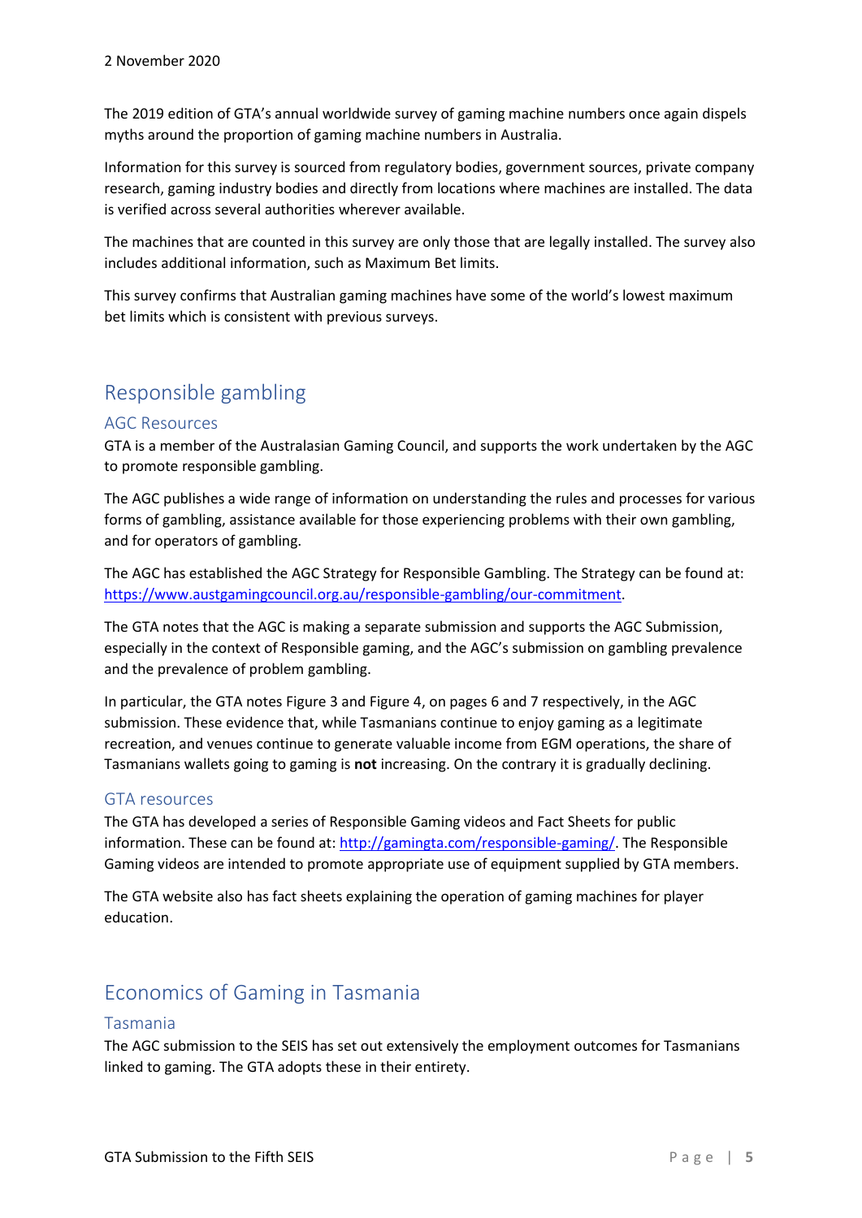2 November 2020

The 2019 edition of GTA's annual worldwide survey of gaming machine numbers once again dispels myths around the proportion of gaming machine numbers in Australia.

Information for this survey is sourced from regulatory bodies, government sources, private company research, gaming industry bodies and directly from locations where machines are installed. The data is verified across several authorities wherever available.

The machines that are counted in this survey are only those that are legally installed. The survey also includes additional information, such as Maximum Bet limits.

This survey confirms that Australian gaming machines have some of the world's lowest maximum bet limits which is consistent with previous surveys.

# Responsible gambling

## AGC Resources

GTA is a member of the Australasian Gaming Council, and supports the work undertaken by the AGC to promote responsible gambling.

The AGC publishes a wide range of information on understanding the rules and processes for various forms of gambling, assistance available for those experiencing problems with their own gambling, and for operators of gambling.

The AGC has established the AGC Strategy for Responsible Gambling. The Strategy can be found at: [https://www.austgamingcouncil.org.au/responsible-gambling/our-commitment](https://www.austgamingcouncil.org.au/responsible-gambling/our-commitment).

The GTA notes that the AGC is making a separate submission and supports the AGC Submission, especially in the context of Responsible gaming, and the AGC's submission on gambling prevalence and the prevalence of problem gambling.

In particular, the GTA notes Figure 3 and Figure 4, on pages 6 and 7 respectively, in the AGC submission. These evidence that, while Tasmanians continue to enjoy gaming as a legitimate recreation, and venues continue to generate valuable income from EGM operations, the share of Tasmanians wallets going to gaming is **not** increasing. On the contrary it is gradually declining.

## GTA resources

The GTA has developed a series of Responsible Gaming videos and Fact Sheets for public information. These can be found at: [http://gamingta.com/responsible-gaming/](http://gamingta.com/responsible-gaming/). The Responsible Gaming videos are intended to promote appropriate use of equipment supplied by GTA members.

The GTA website also has fact sheets explaining the operation of gaming machines for player education.

# Economics of Gaming in Tasmania

## Tasmania

The AGC submission to the SEIS has set out extensively the employment outcomes for Tasmanians linked to gaming. The GTA adopts these in their entirety.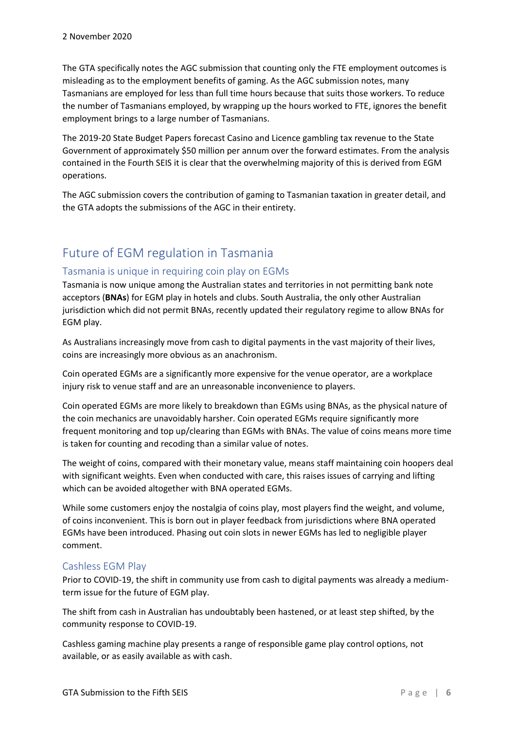2 November 2020

The GTA specifically notes the AGC submission that counting only the FTE employment outcomes is misleading as to the employment benefits of gaming. As the AGC submission notes, many Tasmanians are employed for less than full time hours because that suits those workers. To reduce the number of Tasmanians employed, by wrapping up the hours worked to FTE, ignores the benefit employment brings to a large number of Tasmanians.

The 2019-20 State Budget Papers forecast Casino and Licence gambling tax revenue to the State Government of approximately $50 million per annum over the forward estimates. From the analysis contained in the Fourth SEIS it is clear that the overwhelming majority of this is derived from EGM operations.

The AGC submission covers the contribution of gaming to Tasmanian taxation in greater detail, and the GTA adopts the submissions of the AGC in their entirety.

## Future of EGM regulation in Tasmania

### Tasmania is unique in requiring coin play on EGMs

Tasmania is now unique among the Australian states and territories in not permitting bank note acceptors (**BNAs**) for EGM play in hotels and clubs. South Australia, the only other Australian jurisdiction which did not permit BNAs, recently updated their regulatory regime to allow BNAs for EGM play.

As Australians increasingly move from cash to digital payments in the vast majority of their lives, coins are increasingly more obvious as an anachronism.

Coin operated EGMs are a significantly more expensive for the venue operator, are a workplace injury risk to venue staff and are an unreasonable inconvenience to players.

Coin operated EGMs are more likely to breakdown than EGMs using BNAs, as the physical nature of the coin mechanics are unavoidably harsher. Coin operated EGMs require significantly more frequent monitoring and top up/clearing than EGMs with BNAs. The value of coins means more time is taken for counting and recoding than a similar value of notes.

The weight of coins, compared with their monetary value, means staff maintaining coin hoopers deal with significant weights. Even when conducted with care, this raises issues of carrying and lifting which can be avoided altogether with BNA operated EGMs.

While some customers enjoy the nostalgia of coins play, most players find the weight, and volume, of coins inconvenient. This is born out in player feedback from jurisdictions where BNA operated EGMs have been introduced. Phasing out coin slots in newer EGMs has led to negligible player comment.

### Cashless EGM Play

Prior to COVID-19, the shift in community use from cash to digital payments was already a medium-term issue for the future of EGM play.

The shift from cash in Australian has undoubtably been hastened, or at least step shifted, by the community response to COVID-19.

Cashless gaming machine play presents a range of responsible game play control options, not available, or as easily available as with cash.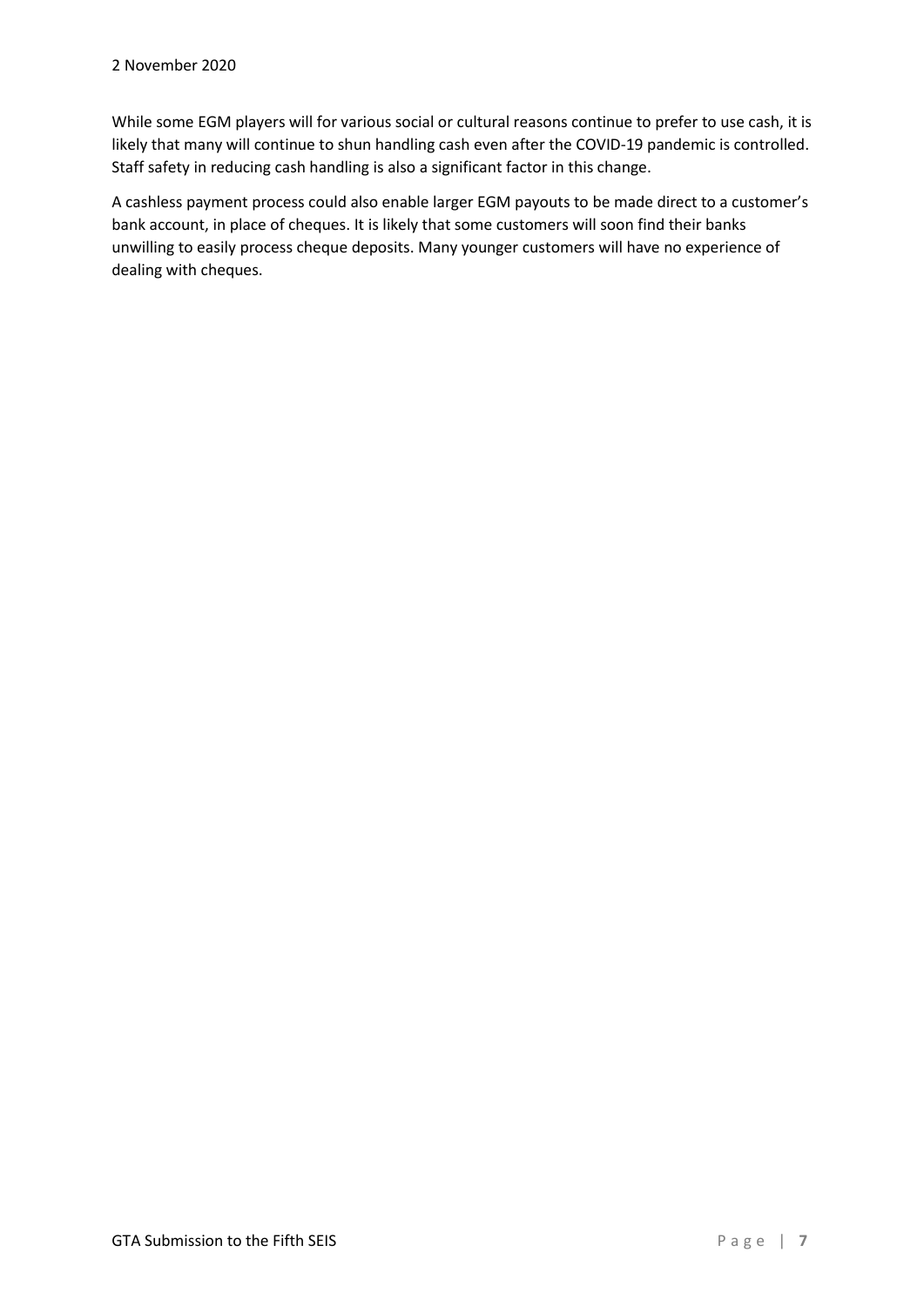While some EGM players will for various social or cultural reasons continue to prefer to use cash, it is likely that many will continue to shun handling cash even after the COVID-19 pandemic is controlled. Staff safety in reducing cash handling is also a significant factor in this change.

A cashless payment process could also enable larger EGM payouts to be made direct to a customer's bank account, in place of cheques. It is likely that some customers will soon find their banks unwilling to easily process cheque deposits. Many younger customers will have no experience of dealing with cheques.